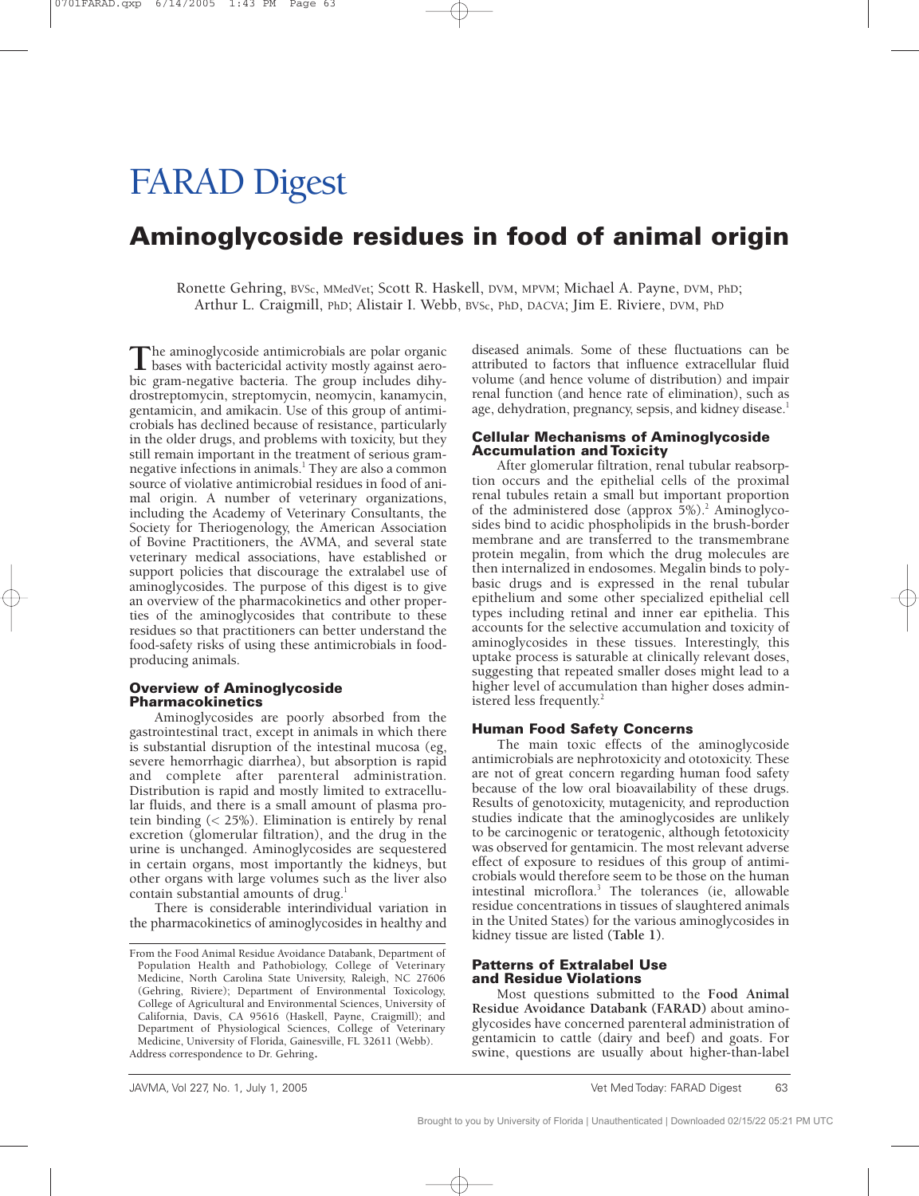# FARAD Digest

## Aminoglycoside residues in food of animal origin

Ronette Gehring, BVSc, MMedVet; Scott R. Haskell, DVM, MPVM; Michael A. Payne, DVM, PhD; Arthur L. Craigmill, PhD; Alistair I. Webb, BVSc, PhD, DACVA; Jim E. Riviere, DVM, PhD

The aminoglycoside antimicrobials are polar organic bases with bactericidal activity mostly against aerobic gram-negative bacteria. The group includes dihydrostreptomycin, streptomycin, neomycin, kanamycin, gentamicin, and amikacin. Use of this group of antimicrobials has declined because of resistance, particularly in the older drugs, and problems with toxicity, but they still remain important in the treatment of serious gram-negative infections in animals.[1] They are also a common source of violative antimicrobial residues in food of animal origin. A number of veterinary organizations, including the Academy of Veterinary Consultants, the Society for Theriogenology, the American Association of Bovine Practitioners, the AVMA, and several state veterinary medical associations, have established or support policies that discourage the extralabel use of aminoglycosides. The purpose of this digest is to give an overview of the pharmacokinetics and other properties of the aminoglycosides that contribute to these residues so that practitioners can better understand the food-safety risks of using these antimicrobials in food-producing animals.

### Overview of Aminoglycoside Pharmacokinetics

Aminoglycosides are poorly absorbed from the gastrointestinal tract, except in animals in which there is substantial disruption of the intestinal mucosa (eg, severe hemorrhagic diarrhea), but absorption is rapid and complete after parenteral administration. Distribution is rapid and mostly limited to extracellular fluids, and there is a small amount of plasma protein binding (< 25%). Elimination is entirely by renal excretion (glomerular filtration), and the drug in the urine is unchanged. Aminoglycosides are sequestered in certain organs, most importantly the kidneys, but other organs with large volumes such as the liver also contain substantial amounts of drug.[1]

There is considerable interindividual variation in the pharmacokinetics of aminoglycosides in healthy and diseased animals. Some of these fluctuations can be attributed to factors that influence extracellular fluid volume (and hence volume of distribution) and impair renal function (and hence rate of elimination), such as age, dehydration, pregnancy, sepsis, and kidney disease.[1]

### Cellular Mechanisms of Aminoglycoside Accumulation and Toxicity

After glomerular filtration, renal tubular reabsorption occurs and the epithelial cells of the proximal renal tubules retain a small but important proportion of the administered dose (approx 5%).[2] Aminoglycosides bind to acidic phospholipids in the brush-border membrane and are transferred to the transmembrane protein megalin, from which the drug molecules are then internalized in endosomes. Megalin binds to polybasic drugs and is expressed in the renal tubular epithelium and some other specialized epithelial cell types including retinal and inner ear epithelia. This accounts for the selective accumulation and toxicity of aminoglycosides in these tissues. Interestingly, this uptake process is saturable at clinically relevant doses, suggesting that repeated smaller doses might lead to a higher level of accumulation than higher doses administered less frequently.[2]

### Human Food Safety Concerns

The main toxic effects of the aminoglycoside antimicrobials are nephrotoxicity and ototoxicity. These are not of great concern regarding human food safety because of the low oral bioavailability of these drugs. Results of genotoxicity, mutagenicity, and reproduction studies indicate that the aminoglycosides are unlikely to be carcinogenic or teratogenic, although fetotoxicity was observed for gentamicin. The most relevant adverse effect of exposure to residues of this group of antimicrobials would therefore seem to be those on the human intestinal microflora.[3] The tolerances (ie, allowable residue concentrations in tissues of slaughtered animals in the United States) for the various aminoglycosides in kidney tissue are listed **(Table 1)**.

### Patterns of Extralabel Use and Residue Violations

Most questions submitted to the **Food Animal Residue Avoidance Databank (FARAD)** about aminoglycosides have concerned parenteral administration of gentamicin to cattle (dairy and beef) and goats. For swine, questions are usually about higher-than-label

From the Food Animal Residue Avoidance Databank, Department of Population Health and Pathobiology, College of Veterinary Medicine, North Carolina State University, Raleigh, NC 27606 (Gehring, Riviere); Department of Environmental Toxicology, College of Agricultural and Environmental Sciences, University of California, Davis, CA 95616 (Haskell, Payne, Craigmill); and Department of Physiological Sciences, College of Veterinary Medicine, University of Florida, Gainesville, FL 32611 (Webb).
Address correspondence to Dr. Gehring.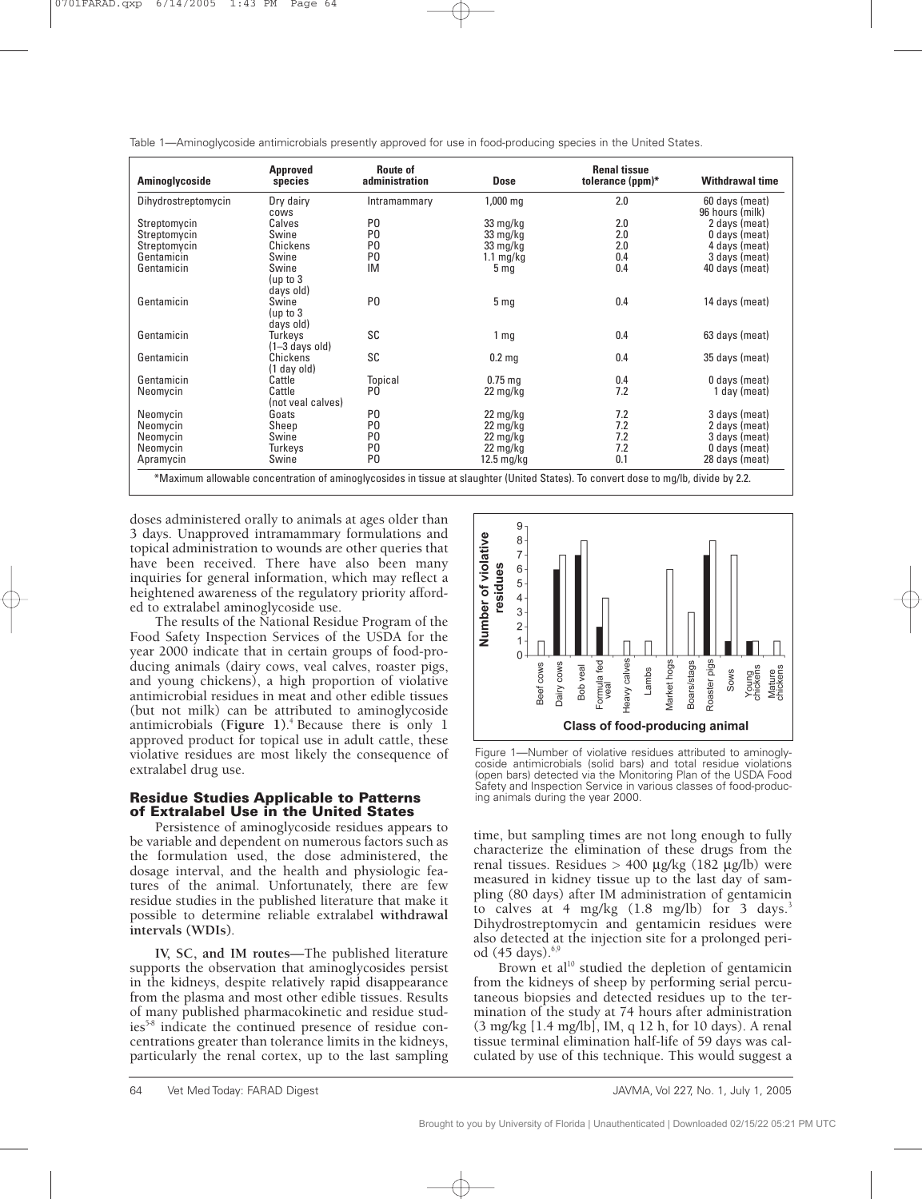Table 1—Aminoglycoside antimicrobials presently approved for use in food-producing species in the United States.

| Aminoglycoside | Approved species | Route of administration | Dose | Renal tissue tolerance (ppm)* | Withdrawal time |
|---|---|---|---|---|---|
| Dihydrostreptomycin | Dry dairy cows | Intramammary | 1,000 mg | 2.0 | 60 days (meat) 96 hours (milk) |
| Streptomycin | Calves | PO | 33 mg/kg | 2.0 | 2 days (meat) |
| Streptomycin | Swine | PO | 33 mg/kg | 2.0 | 0 days (meat) |
| Streptomycin | Chickens | PO | 33 mg/kg | 2.0 | 4 days (meat) |
| Gentamicin | Swine | PO | 1.1 mg/kg | 0.4 | 3 days (meat) |
| Gentamicin | Swine (up to 3 days old) | IM | 5 mg | 0.4 | 40 days (meat) |
| Gentamicin | Swine (up to 3 days old) | PO | 5 mg | 0.4 | 14 days (meat) |
| Gentamicin | Turkeys (1–3 days old) | SC | 1 mg | 0.4 | 63 days (meat) |
| Gentamicin | Chickens (1 day old) | SC | 0.2 mg | 0.4 | 35 days (meat) |
| Gentamicin | Cattle | Topical | 0.75 mg | 0.4 | 0 days (meat) |
| Neomycin | Cattle (not veal calves) | PO | 22 mg/kg | 7.2 | 1 day (meat) |
| Neomycin | Goats | PO | 22 mg/kg | 7.2 | 3 days (meat) |
| Neomycin | Sheep | PO | 22 mg/kg | 7.2 | 2 days (meat) |
| Neomycin | Swine | PO | 22 mg/kg | 7.2 | 3 days (meat) |
| Neomycin | Turkeys | PO | 22 mg/kg | 7.2 | 0 days (meat) |
| Apramycin | Swine | PO | 12.5 mg/kg | 0.1 | 28 days (meat) |

*Maximum allowable concentration of aminoglycosides in tissue at slaughter (United States). To convert dose to mg/lb, divide by 2.2.

doses administered orally to animals at ages older than 3 days. Unapproved intramammary formulations and topical administration to wounds are other queries that have been received. There have also been many inquiries for general information, which may reflect a heightened awareness of the regulatory priority afforded to extralabel aminoglycoside use.

The results of the National Residue Program of the Food Safety Inspection Services of the USDA for the year 2000 indicate that in certain groups of food-producing animals (dairy cows, veal calves, roaster pigs, and young chickens), a high proportion of violative antimicrobial residues in meat and other edible tissues (but not milk) can be attributed to aminoglycoside antimicrobials (**Figure 1**).[4] Because there is only 1 approved product for topical use in adult cattle, these violative residues are most likely the consequence of extralabel drug use.

Figure 1—Number of violative residues attributed to aminoglycoside antimicrobials (solid bars) and total residue violations (open bars) detected via the Monitoring Plan of the USDA Food Safety and Inspection Service in various classes of food-producing animals during the year 2000.

## Residue Studies Applicable to Patterns of Extralabel Use in the United States

Persistence of aminoglycoside residues appears to be variable and dependent on numerous factors such as the formulation used, the dose administered, the dosage interval, and the health and physiologic features of the animal. Unfortunately, there are few residue studies in the published literature that make it possible to determine reliable extralabel **withdrawal intervals (WDIs)**.

**IV, SC, and IM routes**—The published literature supports the observation that aminoglycosides persist in the kidneys, despite relatively rapid disappearance from the plasma and most other edible tissues. Results of many published pharmacokinetic and residue studies[5-8] indicate the continued presence of residue concentrations greater than tolerance limits in the kidneys, particularly the renal cortex, up to the last sampling time, but sampling times are not long enough to fully characterize the elimination of these drugs from the renal tissues. Residues > 400 µg/kg (182 µg/lb) were measured in kidney tissue up to the last day of sampling (80 days) after IM administration of gentamicin to calves at 4 mg/kg (1.8 mg/lb) for 3 days.[3] Dihydrostreptomycin and gentamicin residues were also detected at the injection site for a prolonged period (45 days).[6,9]

Brown et al[10] studied the depletion of gentamicin from the kidneys of sheep by performing serial percutaneous biopsies and detected residues up to the termination of the study at 74 hours after administration (3 mg/kg [1.4 mg/lb], IM, q 12 h, for 10 days). A renal tissue terminal elimination half-life of 59 days was calculated by use of this technique. This would suggest a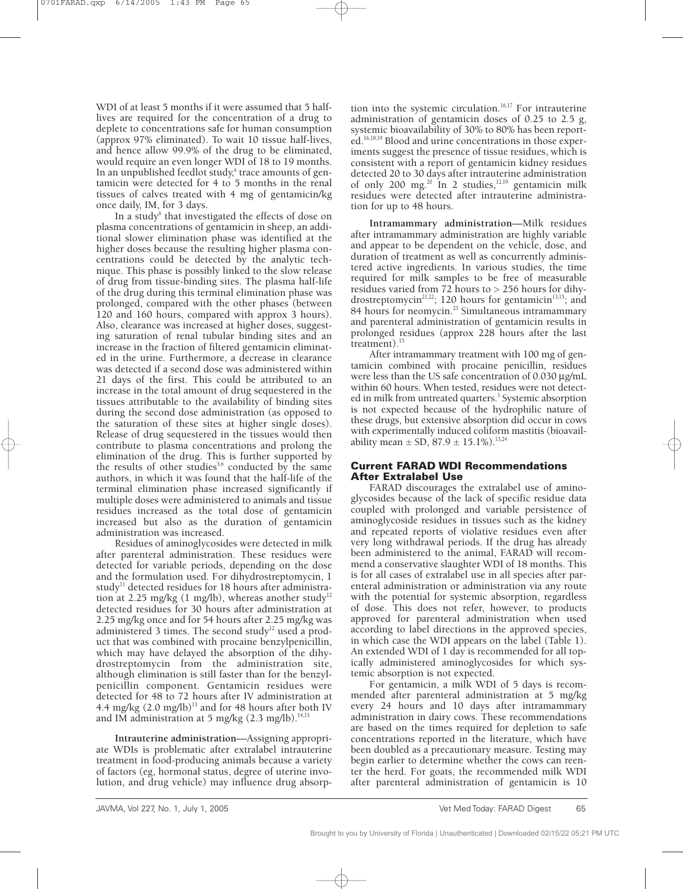WDI of at least 5 months if it were assumed that 5 half-lives are required for the concentration of a drug to deplete to concentrations safe for human consumption (approx 97% eliminated). To wait 10 tissue half-lives, and hence allow 99.9% of the drug to be eliminated, would require an even longer WDI of 18 to 19 months. In an unpublished feedlot study,[a] trace amounts of gentamicin were detected for 4 to 5 months in the renal tissues of calves treated with 4 mg of gentamicin/kg once daily, IM, for 3 days.

In a study[6] that investigated the effects of dose on plasma concentrations of gentamicin in sheep, an additional slower elimination phase was identified at the higher doses because the resulting higher plasma concentrations could be detected by the analytic technique. This phase is possibly linked to the slow release of drug from tissue-binding sites. The plasma half-life of the drug during this terminal elimination phase was prolonged, compared with the other phases (between 120 and 160 hours, compared with approx 3 hours). Also, clearance was increased at higher doses, suggesting saturation of renal tubular binding sites and an increase in the fraction of filtered gentamicin eliminated in the urine. Furthermore, a decrease in clearance was detected if a second dose was administered within 21 days of the first. This could be attributed to an increase in the total amount of drug sequestered in the tissues attributable to the availability of binding sites during the second dose administration (as opposed to the saturation of these sites at higher single doses). Release of drug sequestered in the tissues would then contribute to plasma concentrations and prolong the elimination of the drug. This is further supported by the results of other studies[5,6] conducted by the same authors, in which it was found that the half-life of the terminal elimination phase increased significantly if multiple doses were administered to animals and tissue residues increased as the total dose of gentamicin increased but also as the duration of gentamicin administration was increased.

Residues of aminoglycosides were detected in milk after parenteral administration. These residues were detected for variable periods, depending on the dose and the formulation used. For dihydrostreptomycin, 1 study[11] detected residues for 18 hours after administration at 2.25 mg/kg (1 mg/lb), whereas another study[12] detected residues for 30 hours after administration at 2.25 mg/kg once and for 54 hours after 2.25 mg/kg was administered 3 times. The second study[12] used a product that was combined with procaine benzylpenicillin, which may have delayed the absorption of the dihydrostreptomycin from the administration site, although elimination is still faster than for the benzylpenicillin component. Gentamicin residues were detected for 48 to 72 hours after IV administration at 4.4 mg/kg (2.0 mg/lb)[13] and for 48 hours after both IV and IM administration at 5 mg/kg (2.3 mg/lb).[14,15]

**Intrauterine administration**—Assigning appropriate WDIs is problematic after extralabel intrauterine treatment in food-producing animals because a variety of factors (eg, hormonal status, degree of uterine involution, and drug vehicle) may influence drug absorption into the systemic circulation.[16,17] For intrauterine administration of gentamicin doses of 0.25 to 2.5 g, systemic bioavailability of 30% to 80% has been reported.[16,18,19] Blood and urine concentrations in those experiments suggest the presence of tissue residues, which is consistent with a report of gentamicin kidney residues detected 20 to 30 days after intrauterine administration of only 200 mg.[20] In 2 studies,[12,19] gentamicin milk residues were detected after intrauterine administration for up to 48 hours.

**Intramammary administration**—Milk residues after intramammary administration are highly variable and appear to be dependent on the vehicle, dose, and duration of treatment as well as concurrently administered active ingredients. In various studies, the time required for milk samples to be free of measurable residues varied from 72 hours to > 256 hours for dihydrostreptomycin[21,22]; 120 hours for gentamicin[13,15]; and 84 hours for neomycin.[23] Simultaneous intramammary and parenteral administration of gentamicin results in prolonged residues (approx 228 hours after the last treatment).[15]

After intramammary treatment with 100 mg of gentamicin combined with procaine penicillin, residues were less than the US safe concentration of 0.030 µg/mL within 60 hours. When tested, residues were not detected in milk from untreated quarters.[3] Systemic absorption is not expected because of the hydrophilic nature of these drugs, but extensive absorption did occur in cows with experimentally induced coliform mastitis (bioavailability mean ± SD, 87.9 ± 15.1%).[13,24]

## Current FARAD WDI Recommendations After Extralabel Use

FARAD discourages the extralabel use of aminoglycosides because of the lack of specific residue data coupled with prolonged and variable persistence of aminoglycoside residues in tissues such as the kidney and repeated reports of violative residues even after very long withdrawal periods. If the drug has already been administered to the animal, FARAD will recommend a conservative slaughter WDI of 18 months. This is for all cases of extralabel use in all species after parenteral administration or administration via any route with the potential for systemic absorption, regardless of dose. This does not refer, however, to products approved for parenteral administration when used according to label directions in the approved species, in which case the WDI appears on the label (Table 1). An extended WDI of 1 day is recommended for all topically administered aminoglycosides for which systemic absorption is not expected.

For gentamicin, a milk WDI of 5 days is recommended after parenteral administration at 5 mg/kg every 24 hours and 10 days after intramammary administration in dairy cows. These recommendations are based on the times required for depletion to safe concentrations reported in the literature, which have been doubled as a precautionary measure. Testing may begin earlier to determine whether the cows can reenter the herd. For goats, the recommended milk WDI after parenteral administration of gentamicin is 10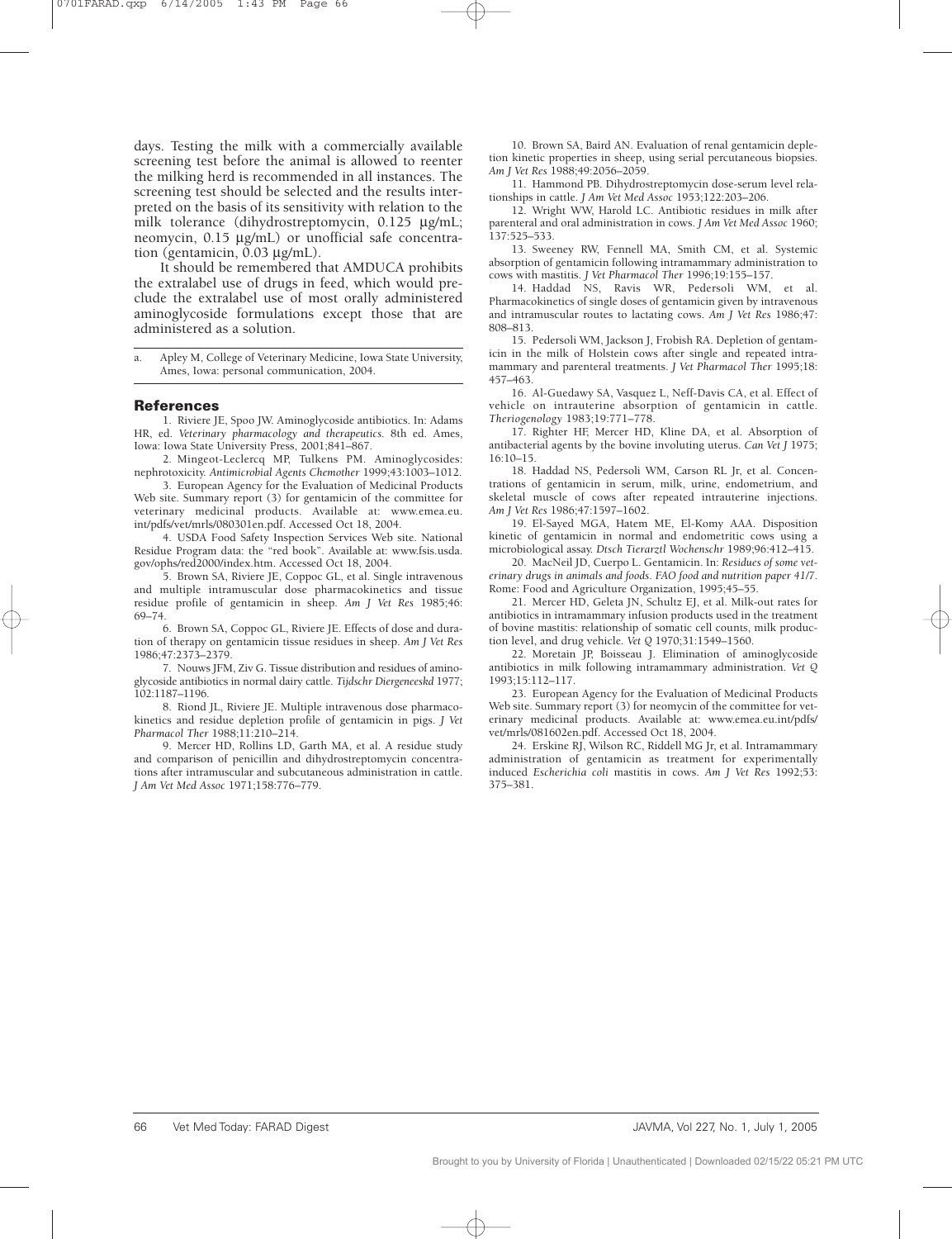days. Testing the milk with a commercially available screening test before the animal is allowed to reenter the milking herd is recommended in all instances. The screening test should be selected and the results interpreted on the basis of its sensitivity with relation to the milk tolerance (dihydrostreptomycin, 0.125 µg/mL; neomycin, 0.15 µg/mL) or unofficial safe concentration (gentamicin, 0.03 µg/mL).

It should be remembered that AMDUCA prohibits the extralabel use of drugs in feed, which would preclude the extralabel use of most orally administered aminoglycoside formulations except those that are administered as a solution.

---

a. Apley M, College of Veterinary Medicine, Iowa State University, Ames, Iowa: personal communication, 2004.

## References

1. Riviere JE, Spoo JW. Aminoglycoside antibiotics. In: Adams HR, ed. *Veterinary pharmacology and therapeutics*. 8th ed. Ames, Iowa: Iowa State University Press, 2001;841–867.
2. Mingeot-Leclercq MP, Tulkens PM. Aminoglycosides: nephrotoxicity. *Antimicrobial Agents Chemother* 1999;43:1003–1012.
3. European Agency for the Evaluation of Medicinal Products Web site. Summary report (3) for gentamicin of the committee for veterinary medicinal products. Available at: www.emea.eu.int/pdfs/vet/mrls/080301en.pdf. Accessed Oct 18, 2004.
4. USDA Food Safety Inspection Services Web site. National Residue Program data: the "red book". Available at: www.fsis.usda.gov/ophs/red2000/index.htm. Accessed Oct 18, 2004.
5. Brown SA, Riviere JE, Coppoc GL, et al. Single intravenous and multiple intramuscular dose pharmacokinetics and tissue residue profile of gentamicin in sheep. *Am J Vet Res* 1985;46:69–74.
6. Brown SA, Coppoc GL, Riviere JE. Effects of dose and duration of therapy on gentamicin tissue residues in sheep. *Am J Vet Res* 1986;47:2373–2379.
7. Nouws JFM, Ziv G. Tissue distribution and residues of aminoglycoside antibiotics in normal dairy cattle. *Tijdschr Diergeneeskd* 1977;102:1187–1196.
8. Riond JL, Riviere JE. Multiple intravenous dose pharmacokinetics and residue depletion profile of gentamicin in pigs. *J Vet Pharmacol Ther* 1988;11:210–214.
9. Mercer HD, Rollins LD, Garth MA, et al. A residue study and comparison of penicillin and dihydrostreptomycin concentrations after intramuscular and subcutaneous administration in cattle. *J Am Vet Med Assoc* 1971;158:776–779.
10. Brown SA, Baird AN. Evaluation of renal gentamicin depletion kinetic properties in sheep, using serial percutaneous biopsies. *Am J Vet Res* 1988;49:2056–2059.
11. Hammond PB. Dihydrostreptomycin dose-serum level relationships in cattle. *J Am Vet Med Assoc* 1953;122:203–206.
12. Wright WW, Harold LC. Antibiotic residues in milk after parenteral and oral administration in cows. *J Am Vet Med Assoc* 1960;137:525–533.
13. Sweeney RW, Fennell MA, Smith CM, et al. Systemic absorption of gentamicin following intramammary administration to cows with mastitis. *J Vet Pharmacol Ther* 1996;19:155–157.
14. Haddad NS, Ravis WR, Pedersoli WM, et al. Pharmacokinetics of single doses of gentamicin given by intravenous and intramuscular routes to lactating cows. *Am J Vet Res* 1986;47:808–813.
15. Pedersoli WM, Jackson J, Frobish RA. Depletion of gentamicin in the milk of Holstein cows after single and repeated intramammary and parenteral treatments. *J Vet Pharmacol Ther* 1995;18:457–463.
16. Al-Guedawy SA, Vasquez L, Neff-Davis CA, et al. Effect of vehicle on intrauterine absorption of gentamicin in cattle. *Theriogenology* 1983;19:771–778.
17. Righter HF, Mercer HD, Kline DA, et al. Absorption of antibacterial agents by the bovine involuting uterus. *Can Vet J* 1975;16:10–15.
18. Haddad NS, Pedersoli WM, Carson RL Jr, et al. Concentrations of gentamicin in serum, milk, urine, endometrium, and skeletal muscle of cows after repeated intrauterine injections. *Am J Vet Res* 1986;47:1597–1602.
19. El-Sayed MGA, Hatem ME, El-Komy AAA. Disposition kinetic of gentamicin in normal and endometritic cows using a microbiological assay. *Dtsch Tierarztl Wochenschr* 1989;96:412–415.
20. MacNeil JD, Cuerpo L. Gentamicin. In: *Residues of some veterinary drugs in animals and foods. FAO food and nutrition paper 41/7*. Rome: Food and Agriculture Organization, 1995;45–55.
21. Mercer HD, Geleta JN, Schultz EJ, et al. Milk-out rates for antibiotics in intramammary infusion products used in the treatment of bovine mastitis: relationship of somatic cell counts, milk production level, and drug vehicle. *Vet Q* 1970;31:1549–1560.
22. Moretain JP, Boisseau J. Elimination of aminoglycoside antibiotics in milk following intramammary administration. *Vet Q* 1993;15:112–117.
23. European Agency for the Evaluation of Medicinal Products Web site. Summary report (3) for neomycin of the committee for veterinary medicinal products. Available at: www.emea.eu.int/pdfs/vet/mrls/081602en.pdf. Accessed Oct 18, 2004.
24. Erskine RJ, Wilson RC, Riddell MG Jr, et al. Intramammary administration of gentamicin as treatment for experimentally induced *Escherichia coli* mastitis in cows. *Am J Vet Res* 1992;53:375–381.